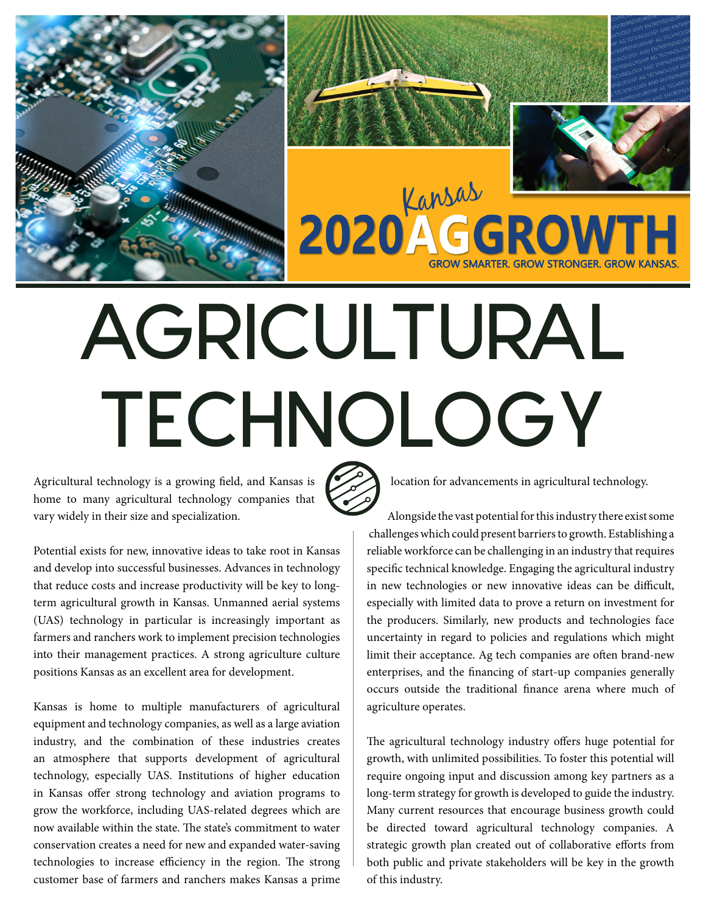# AGRICULTURAL TECHNOLOGY

Agricultural technology is a growing field, and Kansas is home to many agricultural technology companies that vary widely in their size and specialization.

Potential exists for new, innovative ideas to take root in Kansas and develop into successful businesses. Advances in technology that reduce costs and increase productivity will be key to long-term agricultural growth in Kansas. Unmanned aerial systems (UAS) technology in particular is increasingly important as farmers and ranchers work to implement precision technologies into their management practices. A strong agriculture culture positions Kansas as an excellent area for development.

Kansas is home to multiple manufacturers of agricultural equipment and technology companies, as well as a large aviation industry, and the combination of these industries creates an atmosphere that supports development of agricultural technology, especially UAS. Institutions of higher education in Kansas offer strong technology and aviation programs to grow the workforce, including UAS-related degrees which are now available within the state. The state's commitment to water conservation creates a need for new and expanded water-saving technologies to increase efficiency in the region. The strong customer base of farmers and ranchers makes Kansas a prime location for advancements in agricultural technology.

Alongside the vast potential for this industry there exist some challenges which could present barriers to growth. Establishing a reliable workforce can be challenging in an industry that requires specific technical knowledge. Engaging the agricultural industry in new technologies or new innovative ideas can be difficult, especially with limited data to prove a return on investment for the producers. Similarly, new products and technologies face uncertainty in regard to policies and regulations which might limit their acceptance. Ag tech companies are often brand-new enterprises, and the financing of start-up companies generally occurs outside the traditional finance arena where much of agriculture operates.

The agricultural technology industry offers huge potential for growth, with unlimited possibilities. To foster this potential will require ongoing input and discussion among key partners as a long-term strategy for growth is developed to guide the industry. Many current resources that encourage business growth could be directed toward agricultural technology companies. A strategic growth plan created out of collaborative efforts from both public and private stakeholders will be key in the growth of this industry.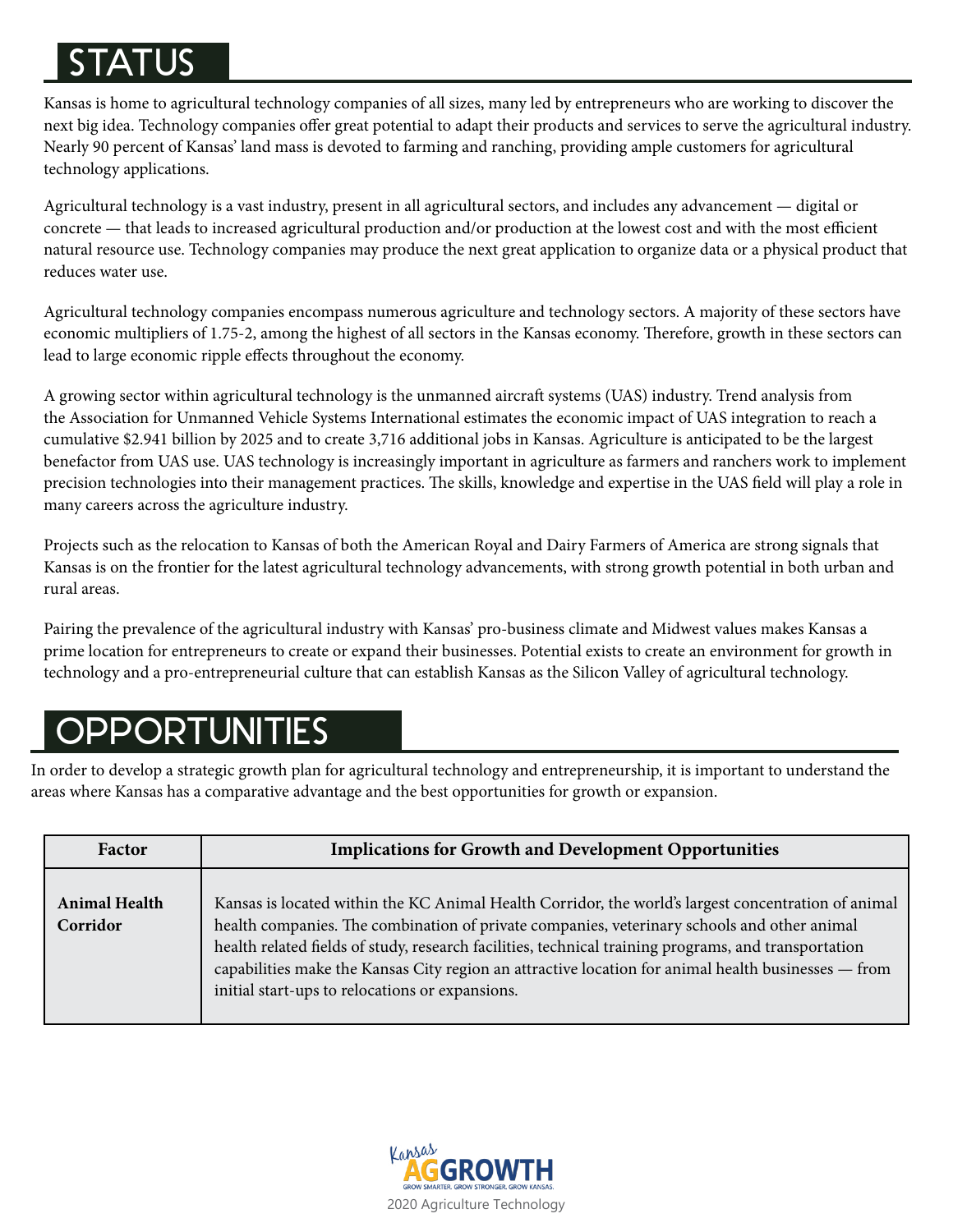# STATUS

Kansas is home to agricultural technology companies of all sizes, many led by entrepreneurs who are working to discover the next big idea. Technology companies offer great potential to adapt their products and services to serve the agricultural industry. Nearly 90 percent of Kansas' land mass is devoted to farming and ranching, providing ample customers for agricultural technology applications.

Agricultural technology is a vast industry, present in all agricultural sectors, and includes any advancement — digital or concrete — that leads to increased agricultural production and/or production at the lowest cost and with the most efficient natural resource use. Technology companies may produce the next great application to organize data or a physical product that reduces water use.

Agricultural technology companies encompass numerous agriculture and technology sectors. A majority of these sectors have economic multipliers of 1.75-2, among the highest of all sectors in the Kansas economy. Therefore, growth in these sectors can lead to large economic ripple effects throughout the economy.

A growing sector within agricultural technology is the unmanned aircraft systems (UAS) industry. Trend analysis from the Association for Unmanned Vehicle Systems International estimates the economic impact of UAS integration to reach a cumulative $2.941 billion by 2025 and to create 3,716 additional jobs in Kansas. Agriculture is anticipated to be the largest benefactor from UAS use. UAS technology is increasingly important in agriculture as farmers and ranchers work to implement precision technologies into their management practices. The skills, knowledge and expertise in the UAS field will play a role in many careers across the agriculture industry.

Projects such as the relocation to Kansas of both the American Royal and Dairy Farmers of America are strong signals that Kansas is on the frontier for the latest agricultural technology advancements, with strong growth potential in both urban and rural areas.

Pairing the prevalence of the agricultural industry with Kansas' pro-business climate and Midwest values makes Kansas a prime location for entrepreneurs to create or expand their businesses. Potential exists to create an environment for growth in technology and a pro-entrepreneurial culture that can establish Kansas as the Silicon Valley of agricultural technology.

# OPPORTUNITIES

In order to develop a strategic growth plan for agricultural technology and entrepreneurship, it is important to understand the areas where Kansas has a comparative advantage and the best opportunities for growth or expansion.

| Factor | Implications for Growth and Development Opportunities |
|---|---|
| **Animal Health Corridor** | Kansas is located within the KC Animal Health Corridor, the world's largest concentration of animal health companies. The combination of private companies, veterinary schools and other animal health related fields of study, research facilities, technical training programs, and transportation capabilities make the Kansas City region an attractive location for animal health businesses — from initial start-ups to relocations or expansions. |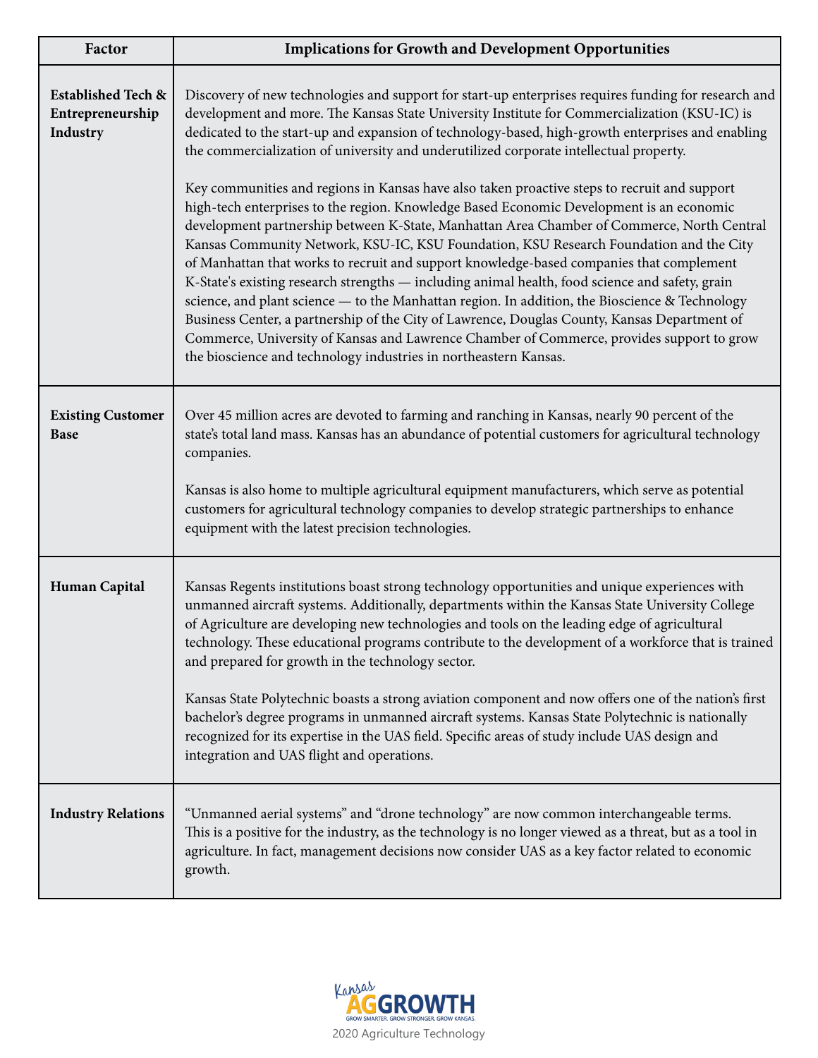| Factor | Implications for Growth and Development Opportunities |
| --- | --- |
| **Established Tech & Entrepreneurship Industry** | Discovery of new technologies and support for start-up enterprises requires funding for research and development and more. The Kansas State University Institute for Commercialization (KSU-IC) is dedicated to the start-up and expansion of technology-based, high-growth enterprises and enabling the commercialization of university and underutilized corporate intellectual property.<br><br>Key communities and regions in Kansas have also taken proactive steps to recruit and support high-tech enterprises to the region. Knowledge Based Economic Development is an economic development partnership between K-State, Manhattan Area Chamber of Commerce, North Central Kansas Community Network, KSU-IC, KSU Foundation, KSU Research Foundation and the City of Manhattan that works to recruit and support knowledge-based companies that complement K-State's existing research strengths — including animal health, food science and safety, grain science, and plant science — to the Manhattan region. In addition, the Bioscience & Technology Business Center, a partnership of the City of Lawrence, Douglas County, Kansas Department of Commerce, University of Kansas and Lawrence Chamber of Commerce, provides support to grow the bioscience and technology industries in northeastern Kansas. |
| **Existing Customer Base** | Over 45 million acres are devoted to farming and ranching in Kansas, nearly 90 percent of the state's total land mass. Kansas has an abundance of potential customers for agricultural technology companies.<br><br>Kansas is also home to multiple agricultural equipment manufacturers, which serve as potential customers for agricultural technology companies to develop strategic partnerships to enhance equipment with the latest precision technologies. |
| **Human Capital** | Kansas Regents institutions boast strong technology opportunities and unique experiences with unmanned aircraft systems. Additionally, departments within the Kansas State University College of Agriculture are developing new technologies and tools on the leading edge of agricultural technology. These educational programs contribute to the development of a workforce that is trained and prepared for growth in the technology sector.<br><br>Kansas State Polytechnic boasts a strong aviation component and now offers one of the nation's first bachelor's degree programs in unmanned aircraft systems. Kansas State Polytechnic is nationally recognized for its expertise in the UAS field. Specific areas of study include UAS design and integration and UAS flight and operations. |
| **Industry Relations** | "Unmanned aerial systems" and "drone technology" are now common interchangeable terms. This is a positive for the industry, as the technology is no longer viewed as a threat, but as a tool in agriculture. In fact, management decisions now consider UAS as a key factor related to economic growth. |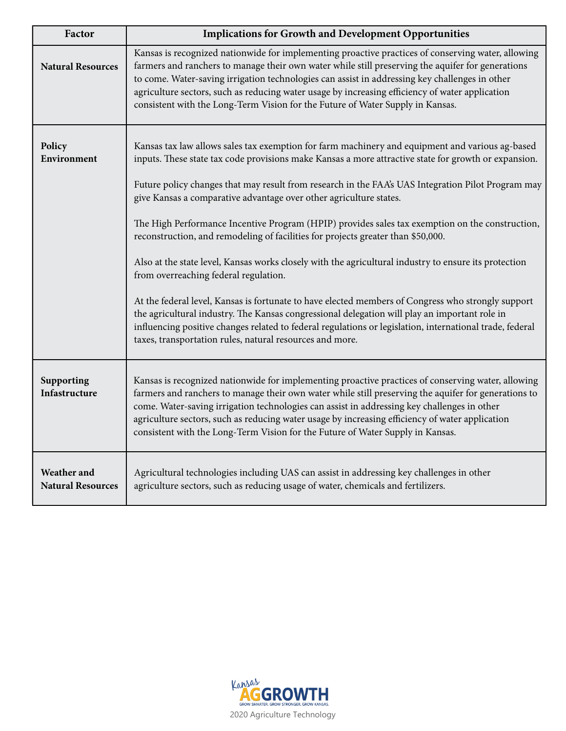| Factor | Implications for Growth and Development Opportunities |
| --- | --- |
| **Natural Resources** | Kansas is recognized nationwide for implementing proactive practices of conserving water, allowing farmers and ranchers to manage their own water while still preserving the aquifer for generations to come. Water-saving irrigation technologies can assist in addressing key challenges in other agriculture sectors, such as reducing water usage by increasing efficiency of water application consistent with the Long-Term Vision for the Future of Water Supply in Kansas. |
| **Policy Environment** | Kansas tax law allows sales tax exemption for farm machinery and equipment and various ag-based inputs. These state tax code provisions make Kansas a more attractive state for growth or expansion.<br><br>Future policy changes that may result from research in the FAA's UAS Integration Pilot Program may give Kansas a comparative advantage over other agriculture states.<br><br>The High Performance Incentive Program (HPIP) provides sales tax exemption on the construction, reconstruction, and remodeling of facilities for projects greater than $50,000.<br><br>Also at the state level, Kansas works closely with the agricultural industry to ensure its protection from overreaching federal regulation.<br><br>At the federal level, Kansas is fortunate to have elected members of Congress who strongly support the agricultural industry. The Kansas congressional delegation will play an important role in influencing positive changes related to federal regulations or legislation, international trade, federal taxes, transportation rules, natural resources and more. |
| **Supporting Infastructure** | Kansas is recognized nationwide for implementing proactive practices of conserving water, allowing farmers and ranchers to manage their own water while still preserving the aquifer for generations to come. Water-saving irrigation technologies can assist in addressing key challenges in other agriculture sectors, such as reducing water usage by increasing efficiency of water application consistent with the Long-Term Vision for the Future of Water Supply in Kansas. |
| **Weather and Natural Resources** | Agricultural technologies including UAS can assist in addressing key challenges in other agriculture sectors, such as reducing usage of water, chemicals and fertilizers. |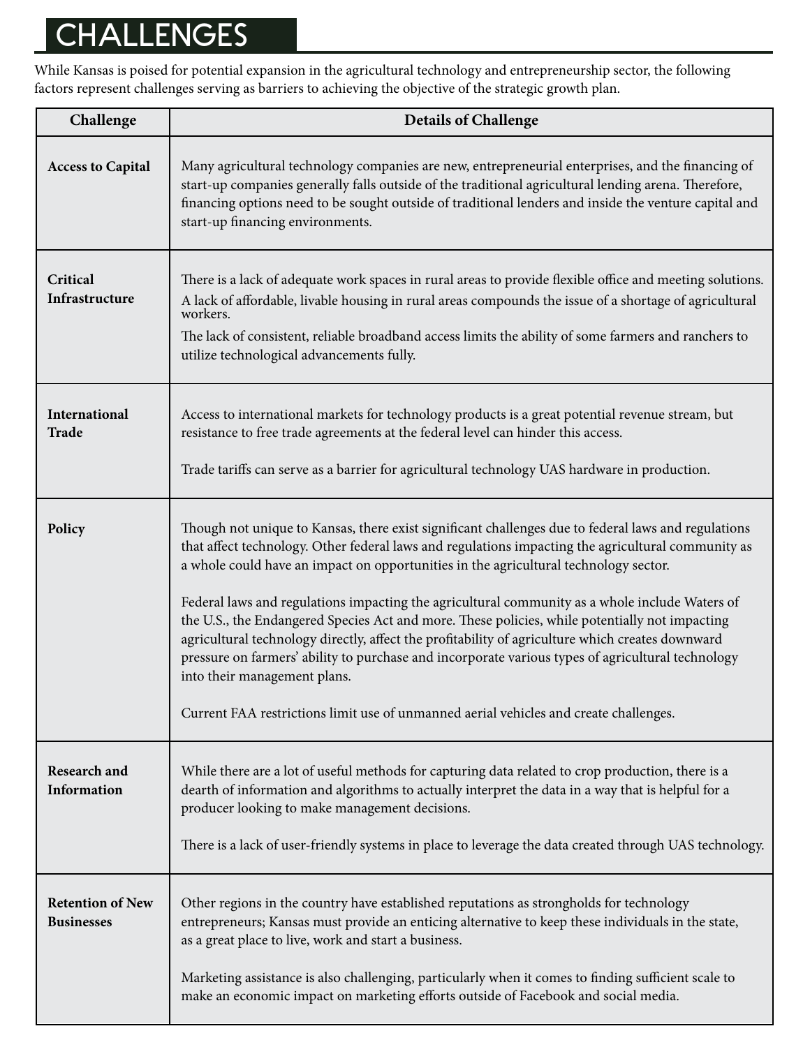# CHALLENGES

While Kansas is poised for potential expansion in the agricultural technology and entrepreneurship sector, the following factors represent challenges serving as barriers to achieving the objective of the strategic growth plan.

| Challenge | Details of Challenge |
|---|---|
| **Access to Capital** | Many agricultural technology companies are new, entrepreneurial enterprises, and the financing of start-up companies generally falls outside of the traditional agricultural lending arena. Therefore, financing options need to be sought outside of traditional lenders and inside the venture capital and start-up financing environments. |
| **Critical Infrastructure** | There is a lack of adequate work spaces in rural areas to provide flexible office and meeting solutions.<br>A lack of affordable, livable housing in rural areas compounds the issue of a shortage of agricultural workers.<br>The lack of consistent, reliable broadband access limits the ability of some farmers and ranchers to utilize technological advancements fully. |
| **International Trade** | Access to international markets for technology products is a great potential revenue stream, but resistance to free trade agreements at the federal level can hinder this access.<br><br>Trade tariffs can serve as a barrier for agricultural technology UAS hardware in production. |
| **Policy** | Though not unique to Kansas, there exist significant challenges due to federal laws and regulations that affect technology. Other federal laws and regulations impacting the agricultural community as a whole could have an impact on opportunities in the agricultural technology sector.<br><br>Federal laws and regulations impacting the agricultural community as a whole include Waters of the U.S., the Endangered Species Act and more. These policies, while potentially not impacting agricultural technology directly, affect the profitability of agriculture which creates downward pressure on farmers' ability to purchase and incorporate various types of agricultural technology into their management plans.<br><br>Current FAA restrictions limit use of unmanned aerial vehicles and create challenges. |
| **Research and Information** | While there are a lot of useful methods for capturing data related to crop production, there is a dearth of information and algorithms to actually interpret the data in a way that is helpful for a producer looking to make management decisions.<br><br>There is a lack of user-friendly systems in place to leverage the data created through UAS technology. |
| **Retention of New Businesses** | Other regions in the country have established reputations as strongholds for technology entrepreneurs; Kansas must provide an enticing alternative to keep these individuals in the state, as a great place to live, work and start a business.<br><br>Marketing assistance is also challenging, particularly when it comes to finding sufficient scale to make an economic impact on marketing efforts outside of Facebook and social media. |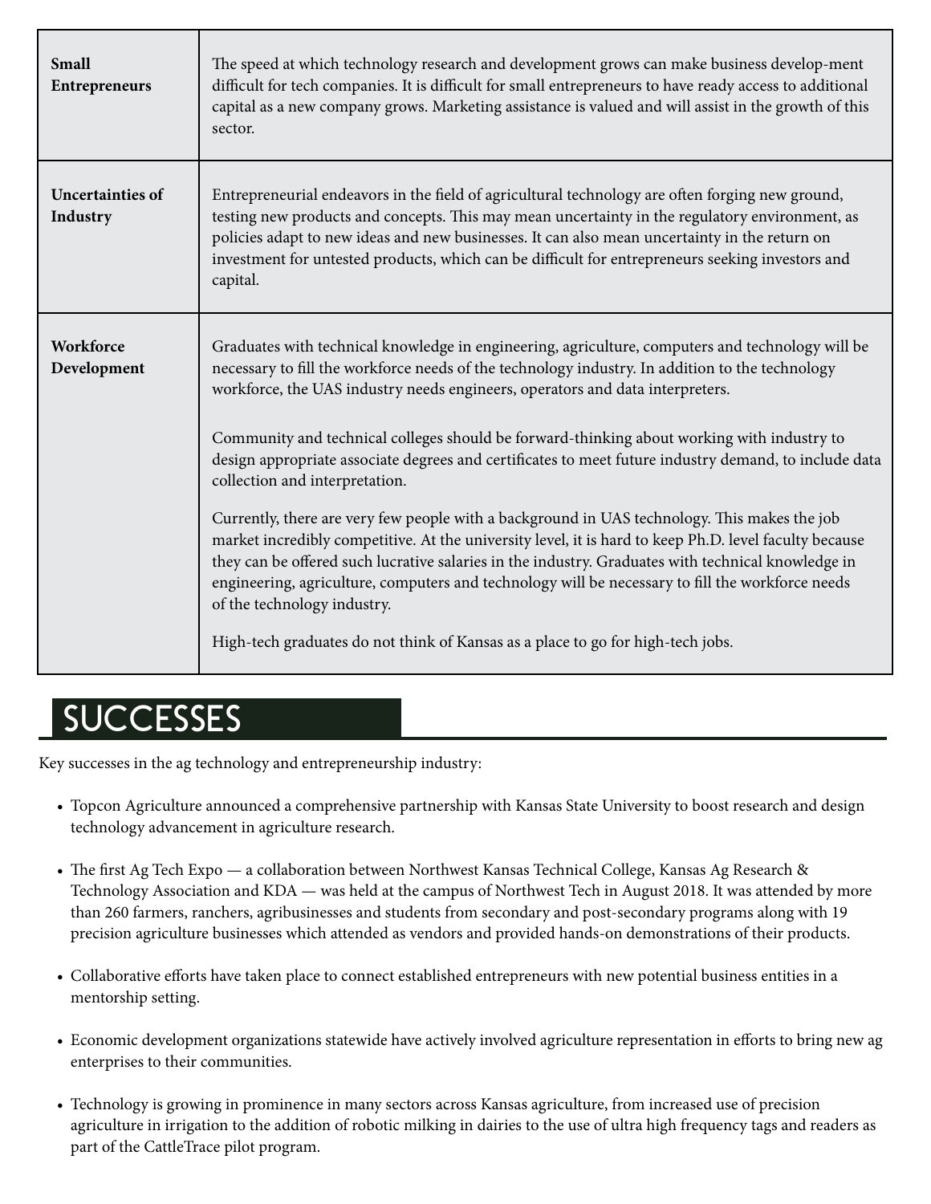| | |
|---|---|
| **Small Entrepreneurs** | The speed at which technology research and development grows can make business develop-ment difficult for tech companies. It is difficult for small entrepreneurs to have ready access to additional capital as a new company grows. Marketing assistance is valued and will assist in the growth of this sector. |
| **Uncertainties of Industry** | Entrepreneurial endeavors in the field of agricultural technology are often forging new ground, testing new products and concepts. This may mean uncertainty in the regulatory environment, as policies adapt to new ideas and new businesses. It can also mean uncertainty in the return on investment for untested products, which can be difficult for entrepreneurs seeking investors and capital. |
| **Workforce Development** | Graduates with technical knowledge in engineering, agriculture, computers and technology will be necessary to fill the workforce needs of the technology industry. In addition to the technology workforce, the UAS industry needs engineers, operators and data interpreters.<br><br>Community and technical colleges should be forward-thinking about working with industry to design appropriate associate degrees and certificates to meet future industry demand, to include data collection and interpretation.<br><br>Currently, there are very few people with a background in UAS technology. This makes the job market incredibly competitive. At the university level, it is hard to keep Ph.D. level faculty because they can be offered such lucrative salaries in the industry. Graduates with technical knowledge in engineering, agriculture, computers and technology will be necessary to fill the workforce needs of the technology industry.<br><br>High-tech graduates do not think of Kansas as a place to go for high-tech jobs. |

## SUCCESSES

Key successes in the ag technology and entrepreneurship industry:

- Topcon Agriculture announced a comprehensive partnership with Kansas State University to boost research and design technology advancement in agriculture research.
- The first Ag Tech Expo — a collaboration between Northwest Kansas Technical College, Kansas Ag Research & Technology Association and KDA — was held at the campus of Northwest Tech in August 2018. It was attended by more than 260 farmers, ranchers, agribusinesses and students from secondary and post-secondary programs along with 19 precision agriculture businesses which attended as vendors and provided hands-on demonstrations of their products.
- Collaborative efforts have taken place to connect established entrepreneurs with new potential business entities in a mentorship setting.
- Economic development organizations statewide have actively involved agriculture representation in efforts to bring new ag enterprises to their communities.
- Technology is growing in prominence in many sectors across Kansas agriculture, from increased use of precision agriculture in irrigation to the addition of robotic milking in dairies to the use of ultra high frequency tags and readers as part of the CattleTrace pilot program.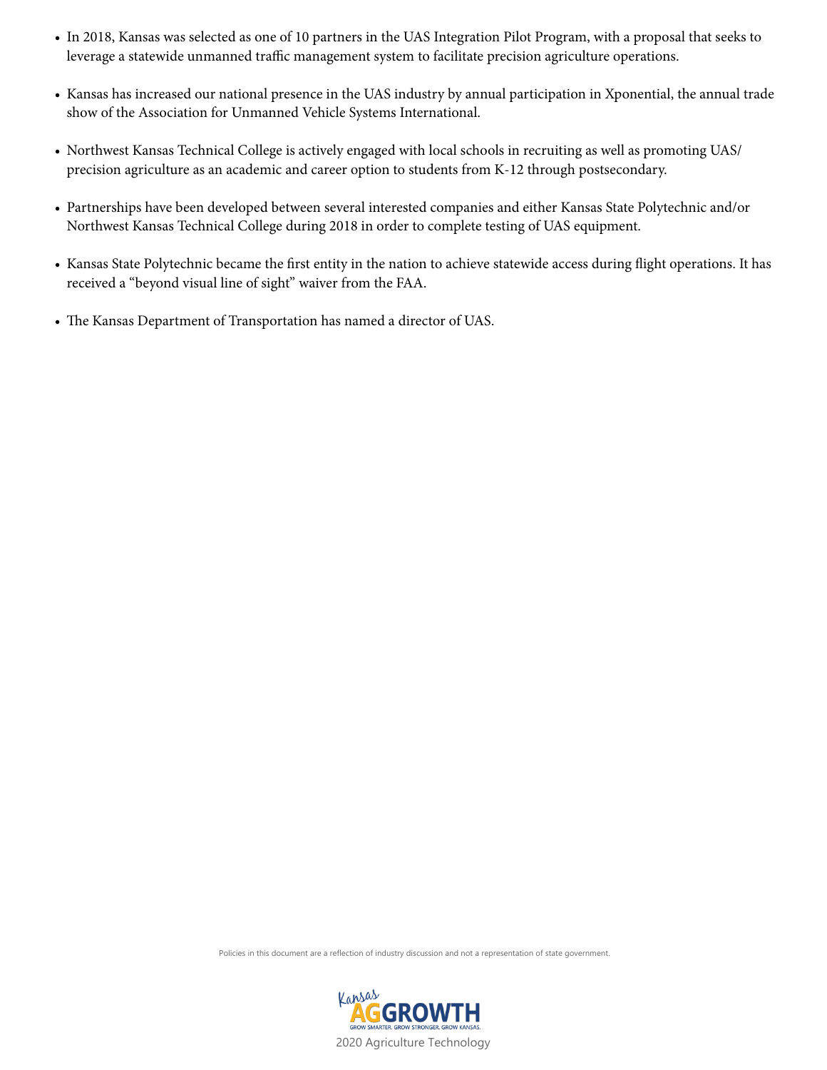- In 2018, Kansas was selected as one of 10 partners in the UAS Integration Pilot Program, with a proposal that seeks to leverage a statewide unmanned traffic management system to facilitate precision agriculture operations.

- Kansas has increased our national presence in the UAS industry by annual participation in Xponential, the annual trade show of the Association for Unmanned Vehicle Systems International.

- Northwest Kansas Technical College is actively engaged with local schools in recruiting as well as promoting UAS/precision agriculture as an academic and career option to students from K-12 through postsecondary.

- Partnerships have been developed between several interested companies and either Kansas State Polytechnic and/or Northwest Kansas Technical College during 2018 in order to complete testing of UAS equipment.

- Kansas State Polytechnic became the first entity in the nation to achieve statewide access during flight operations. It has received a "beyond visual line of sight" waiver from the FAA.

- The Kansas Department of Transportation has named a director of UAS.

Policies in this document are a reflection of industry discussion and not a representation of state government.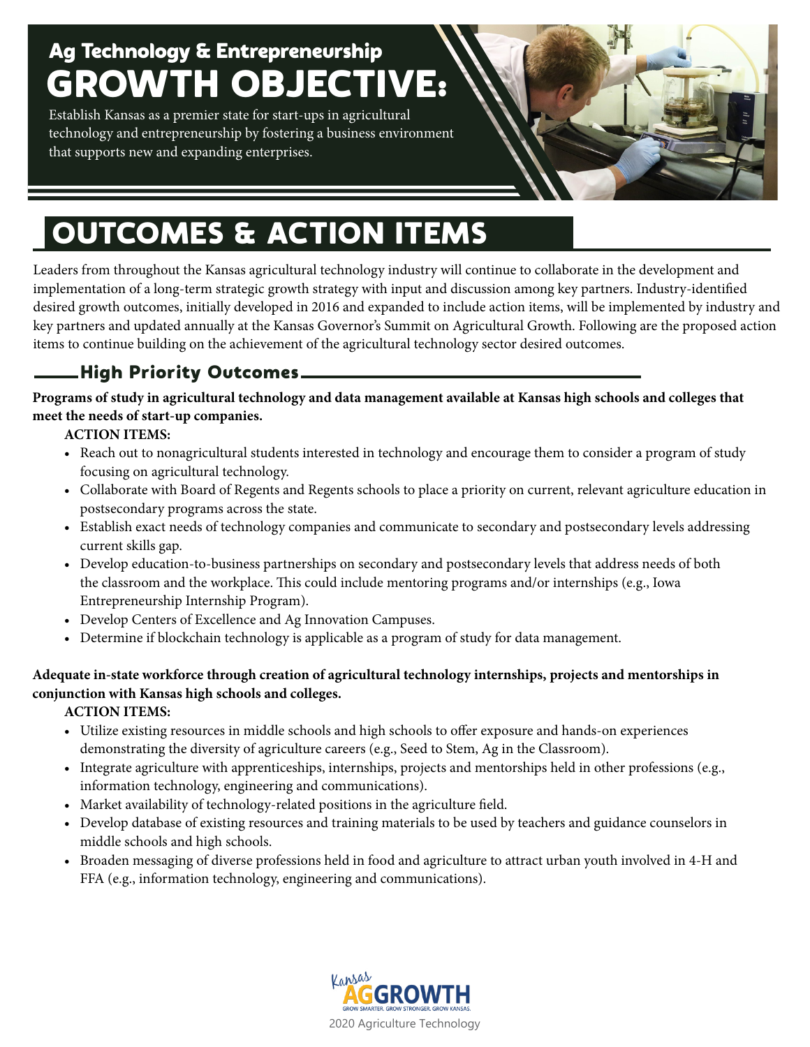## Ag Technology & Entrepreneurship

# GROWTH OBJECTIVE:

Establish Kansas as a premier state for start-ups in agricultural technology and entrepreneurship by fostering a business environment that supports new and expanding enterprises.

# OUTCOMES & ACTION ITEMS

Leaders from throughout the Kansas agricultural technology industry will continue to collaborate in the development and implementation of a long-term strategic growth strategy with input and discussion among key partners. Industry-identified desired growth outcomes, initially developed in 2016 and expanded to include action items, will be implemented by industry and key partners and updated annually at the Kansas Governor's Summit on Agricultural Growth. Following are the proposed action items to continue building on the achievement of the agricultural technology sector desired outcomes.

## High Priority Outcomes

**Programs of study in agricultural technology and data management available at Kansas high schools and colleges that meet the needs of start-up companies.**

**ACTION ITEMS:**

- Reach out to nonagricultural students interested in technology and encourage them to consider a program of study focusing on agricultural technology.
- Collaborate with Board of Regents and Regents schools to place a priority on current, relevant agriculture education in postsecondary programs across the state.
- Establish exact needs of technology companies and communicate to secondary and postsecondary levels addressing current skills gap.
- Develop education-to-business partnerships on secondary and postsecondary levels that address needs of both the classroom and the workplace. This could include mentoring programs and/or internships (e.g., Iowa Entrepreneurship Internship Program).
- Develop Centers of Excellence and Ag Innovation Campuses.
- Determine if blockchain technology is applicable as a program of study for data management.

**Adequate in-state workforce through creation of agricultural technology internships, projects and mentorships in conjunction with Kansas high schools and colleges.**

**ACTION ITEMS:**

- Utilize existing resources in middle schools and high schools to offer exposure and hands-on experiences demonstrating the diversity of agriculture careers (e.g., Seed to Stem, Ag in the Classroom).
- Integrate agriculture with apprenticeships, internships, projects and mentorships held in other professions (e.g., information technology, engineering and communications).
- Market availability of technology-related positions in the agriculture field.
- Develop database of existing resources and training materials to be used by teachers and guidance counselors in middle schools and high schools.
- Broaden messaging of diverse professions held in food and agriculture to attract urban youth involved in 4-H and FFA (e.g., information technology, engineering and communications).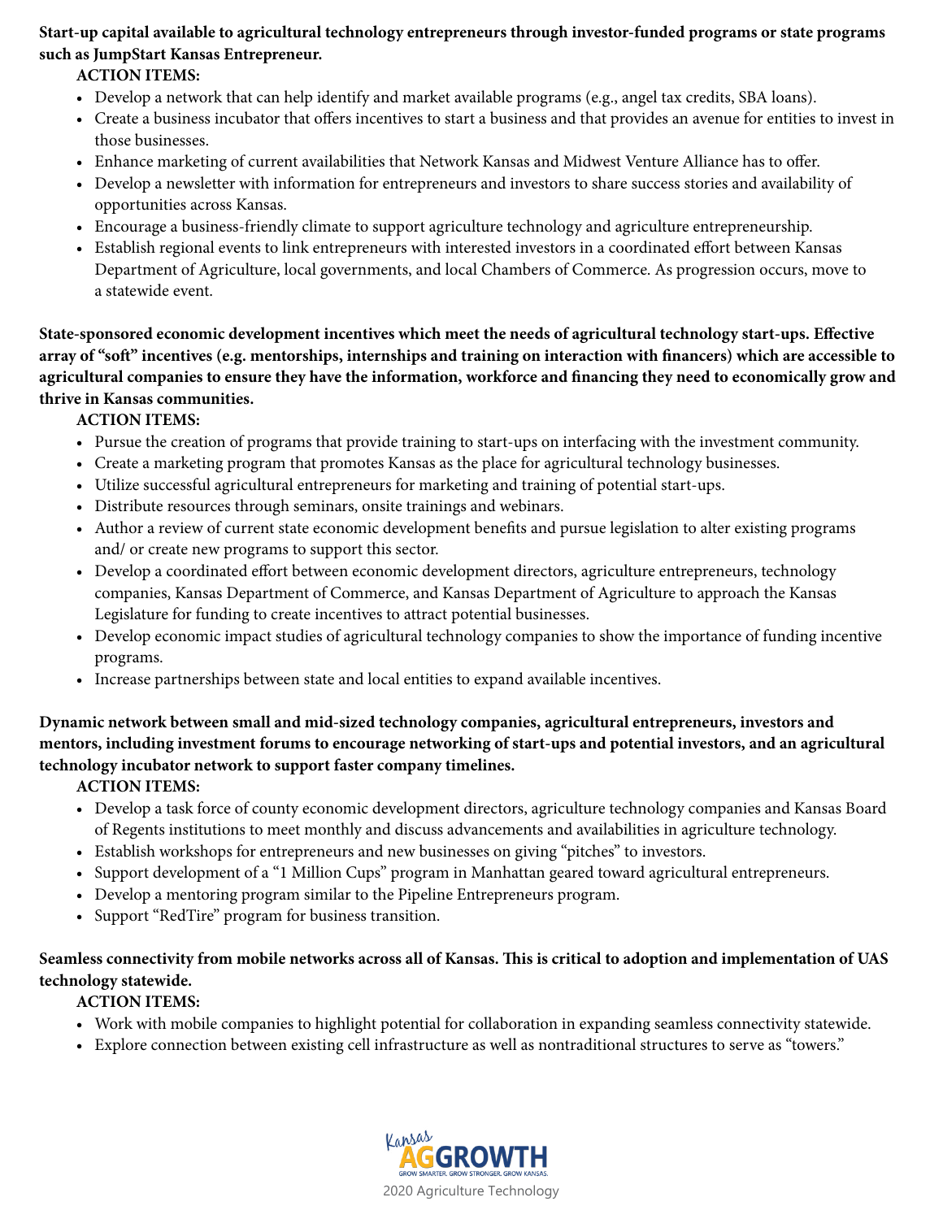**Start-up capital available to agricultural technology entrepreneurs through investor-funded programs or state programs such as JumpStart Kansas Entrepreneur.**

**ACTION ITEMS:**

- Develop a network that can help identify and market available programs (e.g., angel tax credits, SBA loans).
- Create a business incubator that offers incentives to start a business and that provides an avenue for entities to invest in those businesses.
- Enhance marketing of current availabilities that Network Kansas and Midwest Venture Alliance has to offer.
- Develop a newsletter with information for entrepreneurs and investors to share success stories and availability of opportunities across Kansas.
- Encourage a business-friendly climate to support agriculture technology and agriculture entrepreneurship.
- Establish regional events to link entrepreneurs with interested investors in a coordinated effort between Kansas Department of Agriculture, local governments, and local Chambers of Commerce. As progression occurs, move to a statewide event.

**State-sponsored economic development incentives which meet the needs of agricultural technology start-ups. Effective array of "soft" incentives (e.g. mentorships, internships and training on interaction with financers) which are accessible to agricultural companies to ensure they have the information, workforce and financing they need to economically grow and thrive in Kansas communities.**

**ACTION ITEMS:**

- Pursue the creation of programs that provide training to start-ups on interfacing with the investment community.
- Create a marketing program that promotes Kansas as the place for agricultural technology businesses.
- Utilize successful agricultural entrepreneurs for marketing and training of potential start-ups.
- Distribute resources through seminars, onsite trainings and webinars.
- Author a review of current state economic development benefits and pursue legislation to alter existing programs and/ or create new programs to support this sector.
- Develop a coordinated effort between economic development directors, agriculture entrepreneurs, technology companies, Kansas Department of Commerce, and Kansas Department of Agriculture to approach the Kansas Legislature for funding to create incentives to attract potential businesses.
- Develop economic impact studies of agricultural technology companies to show the importance of funding incentive programs.
- Increase partnerships between state and local entities to expand available incentives.

**Dynamic network between small and mid-sized technology companies, agricultural entrepreneurs, investors and mentors, including investment forums to encourage networking of start-ups and potential investors, and an agricultural technology incubator network to support faster company timelines.**

**ACTION ITEMS:**

- Develop a task force of county economic development directors, agriculture technology companies and Kansas Board of Regents institutions to meet monthly and discuss advancements and availabilities in agriculture technology.
- Establish workshops for entrepreneurs and new businesses on giving "pitches" to investors.
- Support development of a "1 Million Cups" program in Manhattan geared toward agricultural entrepreneurs.
- Develop a mentoring program similar to the Pipeline Entrepreneurs program.
- Support "RedTire" program for business transition.

**Seamless connectivity from mobile networks across all of Kansas. This is critical to adoption and implementation of UAS technology statewide.**

**ACTION ITEMS:**

- Work with mobile companies to highlight potential for collaboration in expanding seamless connectivity statewide.
- Explore connection between existing cell infrastructure as well as nontraditional structures to serve as "towers."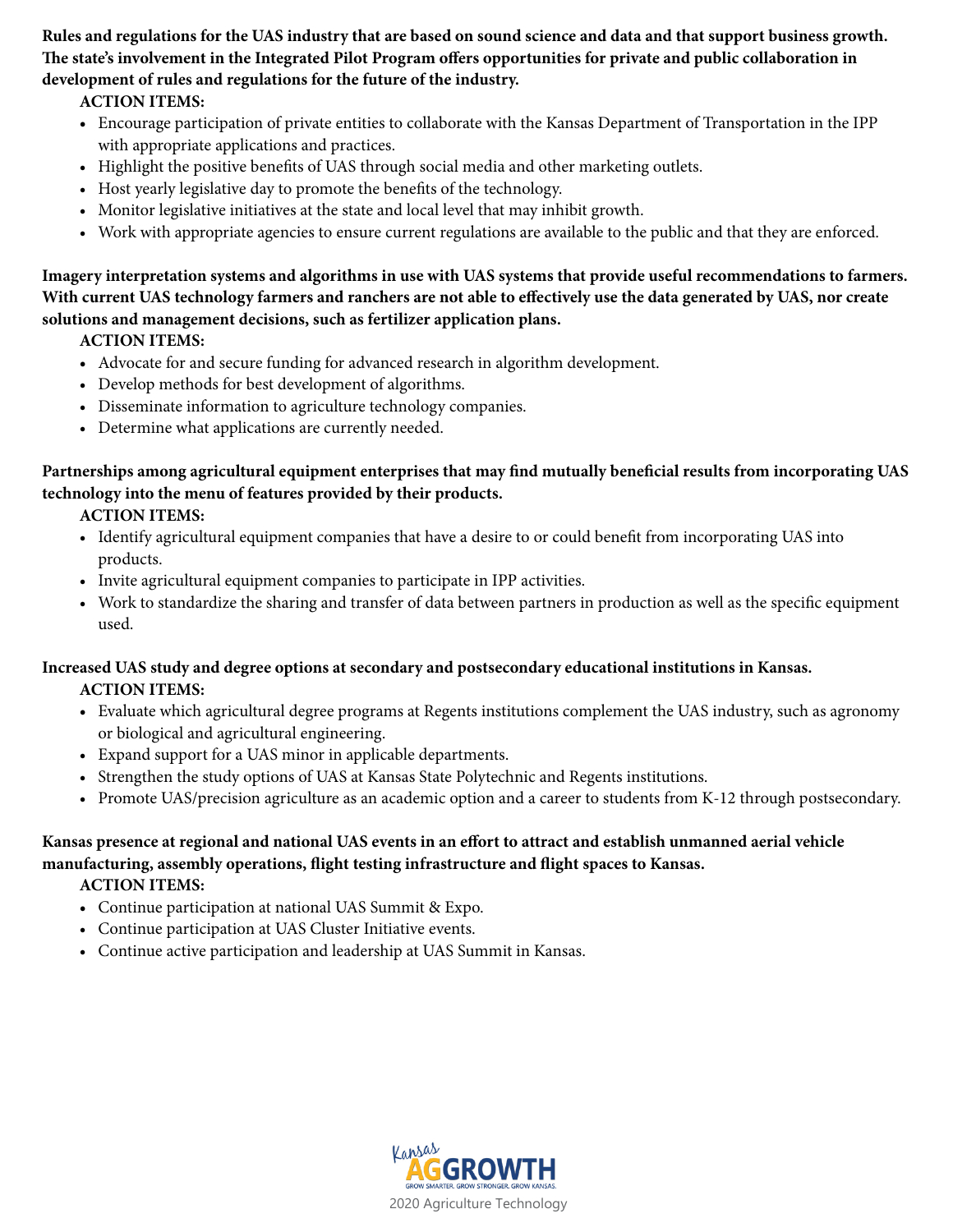**Rules and regulations for the UAS industry that are based on sound science and data and that support business growth. The state's involvement in the Integrated Pilot Program offers opportunities for private and public collaboration in development of rules and regulations for the future of the industry.**

**ACTION ITEMS:**

- Encourage participation of private entities to collaborate with the Kansas Department of Transportation in the IPP with appropriate applications and practices.
- Highlight the positive benefits of UAS through social media and other marketing outlets.
- Host yearly legislative day to promote the benefits of the technology.
- Monitor legislative initiatives at the state and local level that may inhibit growth.
- Work with appropriate agencies to ensure current regulations are available to the public and that they are enforced.

**Imagery interpretation systems and algorithms in use with UAS systems that provide useful recommendations to farmers. With current UAS technology farmers and ranchers are not able to effectively use the data generated by UAS, nor create solutions and management decisions, such as fertilizer application plans.**

**ACTION ITEMS:**

- Advocate for and secure funding for advanced research in algorithm development.
- Develop methods for best development of algorithms.
- Disseminate information to agriculture technology companies.
- Determine what applications are currently needed.

**Partnerships among agricultural equipment enterprises that may find mutually beneficial results from incorporating UAS technology into the menu of features provided by their products.**

**ACTION ITEMS:**

- Identify agricultural equipment companies that have a desire to or could benefit from incorporating UAS into products.
- Invite agricultural equipment companies to participate in IPP activities.
- Work to standardize the sharing and transfer of data between partners in production as well as the specific equipment used.

**Increased UAS study and degree options at secondary and postsecondary educational institutions in Kansas.**

**ACTION ITEMS:**

- Evaluate which agricultural degree programs at Regents institutions complement the UAS industry, such as agronomy or biological and agricultural engineering.
- Expand support for a UAS minor in applicable departments.
- Strengthen the study options of UAS at Kansas State Polytechnic and Regents institutions.
- Promote UAS/precision agriculture as an academic option and a career to students from K-12 through postsecondary.

**Kansas presence at regional and national UAS events in an effort to attract and establish unmanned aerial vehicle manufacturing, assembly operations, flight testing infrastructure and flight spaces to Kansas.**

**ACTION ITEMS:**

- Continue participation at national UAS Summit & Expo.
- Continue participation at UAS Cluster Initiative events.
- Continue active participation and leadership at UAS Summit in Kansas.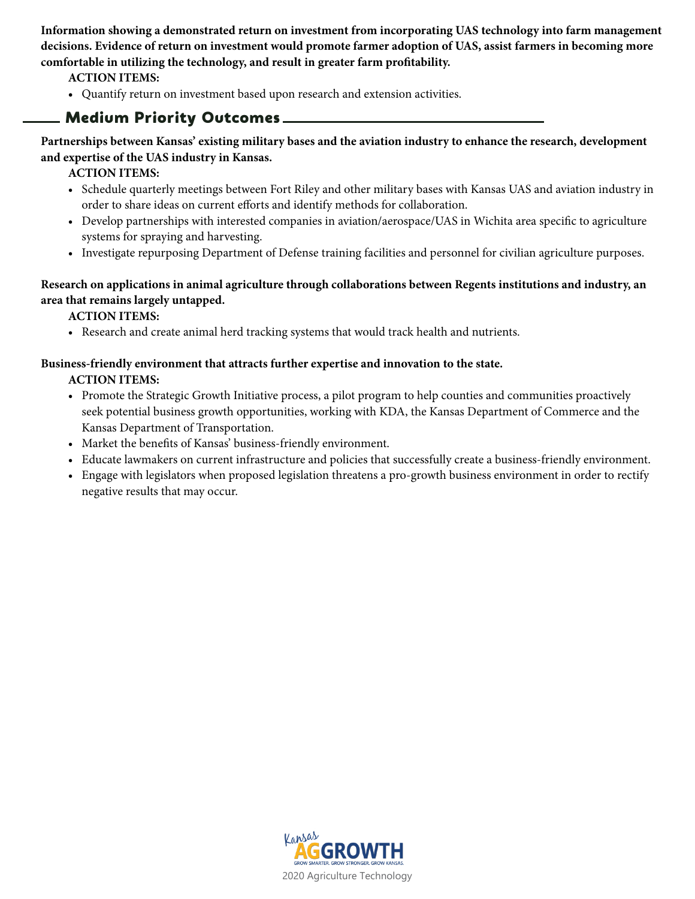**Information showing a demonstrated return on investment from incorporating UAS technology into farm management decisions. Evidence of return on investment would promote farmer adoption of UAS, assist farmers in becoming more comfortable in utilizing the technology, and result in greater farm profitability.**

**ACTION ITEMS:**

- Quantify return on investment based upon research and extension activities.

## Medium Priority Outcomes

**Partnerships between Kansas' existing military bases and the aviation industry to enhance the research, development and expertise of the UAS industry in Kansas.**

**ACTION ITEMS:**

- Schedule quarterly meetings between Fort Riley and other military bases with Kansas UAS and aviation industry in order to share ideas on current efforts and identify methods for collaboration.
- Develop partnerships with interested companies in aviation/aerospace/UAS in Wichita area specific to agriculture systems for spraying and harvesting.
- Investigate repurposing Department of Defense training facilities and personnel for civilian agriculture purposes.

**Research on applications in animal agriculture through collaborations between Regents institutions and industry, an area that remains largely untapped.**

**ACTION ITEMS:**

- Research and create animal herd tracking systems that would track health and nutrients.

**Business-friendly environment that attracts further expertise and innovation to the state.**

**ACTION ITEMS:**

- Promote the Strategic Growth Initiative process, a pilot program to help counties and communities proactively seek potential business growth opportunities, working with KDA, the Kansas Department of Commerce and the Kansas Department of Transportation.
- Market the benefits of Kansas' business-friendly environment.
- Educate lawmakers on current infrastructure and policies that successfully create a business-friendly environment.
- Engage with legislators when proposed legislation threatens a pro-growth business environment in order to rectify negative results that may occur.